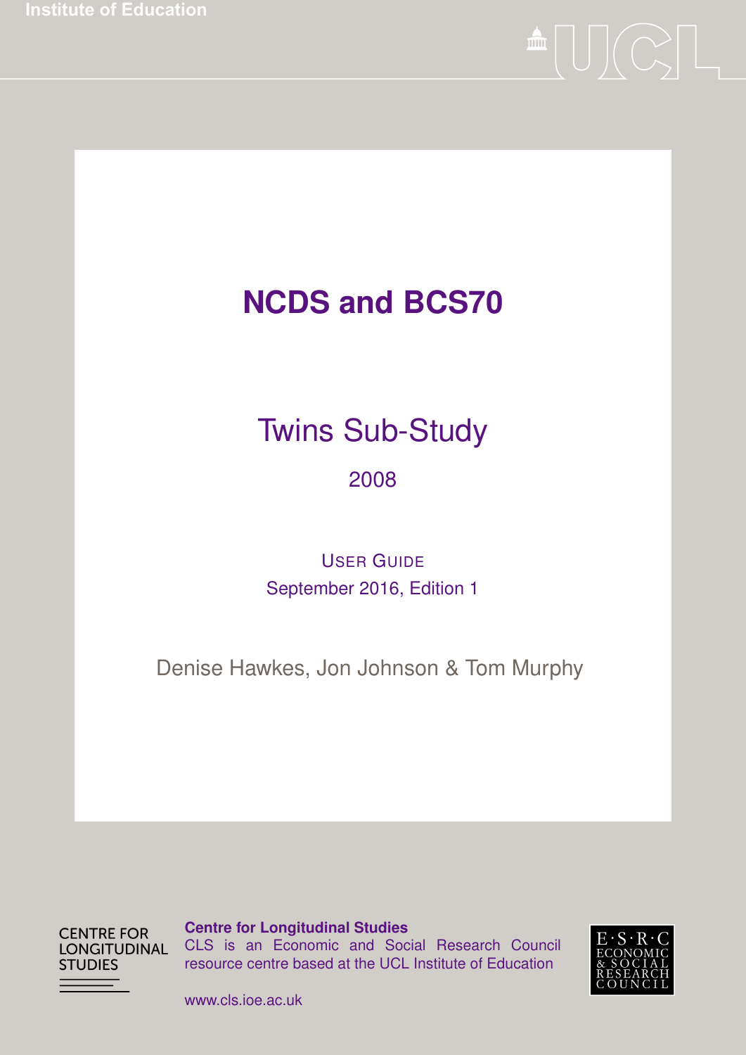Institute of Education

# NCDS and BCS70

## Twins Sub-Study

2008

USER GUIDE

September 2016, Edition 1

Denise Hawkes, Jon Johnson & Tom Murphy

CENTRE FOR LONGITUDINAL STUDIES

**Centre for Longitudinal Studies**
CLS is an Economic and Social Research Council resource centre based at the UCL Institute of Education

www.cls.ioe.ac.uk

E·S·R·C ECONOMIC & SOCIAL RESEARCH COUNCIL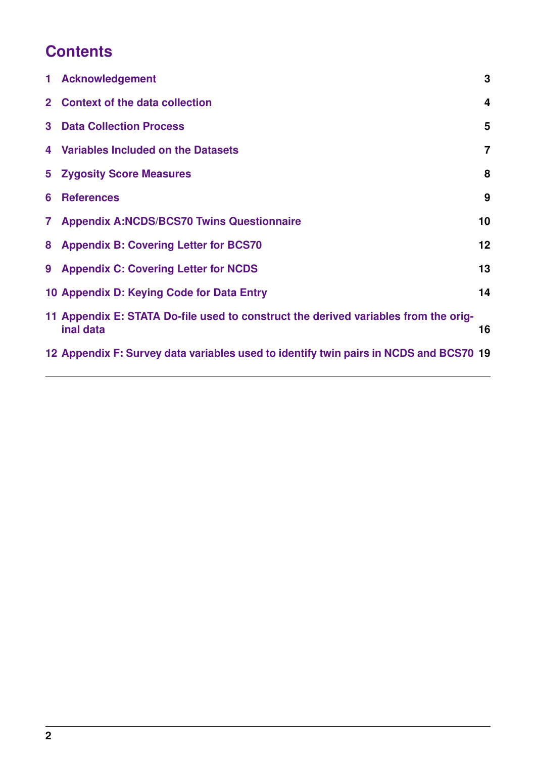# Contents

| | | |
|---|---|---|
| 1 | Acknowledgement | 3 |
| 2 | Context of the data collection | 4 |
| 3 | Data Collection Process | 5 |
| 4 | Variables Included on the Datasets | 7 |
| 5 | Zygosity Score Measures | 8 |
| 6 | References | 9 |
| 7 | Appendix A:NCDS/BCS70 Twins Questionnaire | 10 |
| 8 | Appendix B: Covering Letter for BCS70 | 12 |
| 9 | Appendix C: Covering Letter for NCDS | 13 |
| 10 | Appendix D: Keying Code for Data Entry | 14 |
| 11 | Appendix E: STATA Do-file used to construct the derived variables from the original data | 16 |
| 12 | Appendix F: Survey data variables used to identify twin pairs in NCDS and BCS70 | 19 |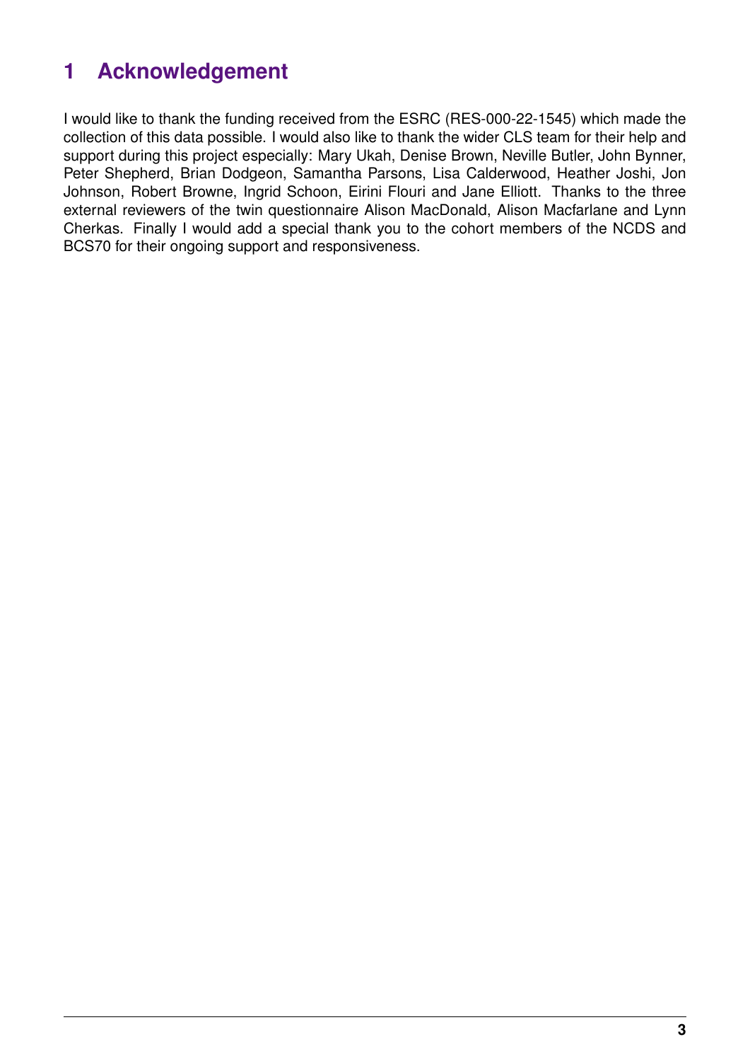# 1 Acknowledgement

I would like to thank the funding received from the ESRC (RES-000-22-1545) which made the collection of this data possible. I would also like to thank the wider CLS team for their help and support during this project especially: Mary Ukah, Denise Brown, Neville Butler, John Bynner, Peter Shepherd, Brian Dodgeon, Samantha Parsons, Lisa Calderwood, Heather Joshi, Jon Johnson, Robert Browne, Ingrid Schoon, Eirini Flouri and Jane Elliott. Thanks to the three external reviewers of the twin questionnaire Alison MacDonald, Alison Macfarlane and Lynn Cherkas. Finally I would add a special thank you to the cohort members of the NCDS and BCS70 for their ongoing support and responsiveness.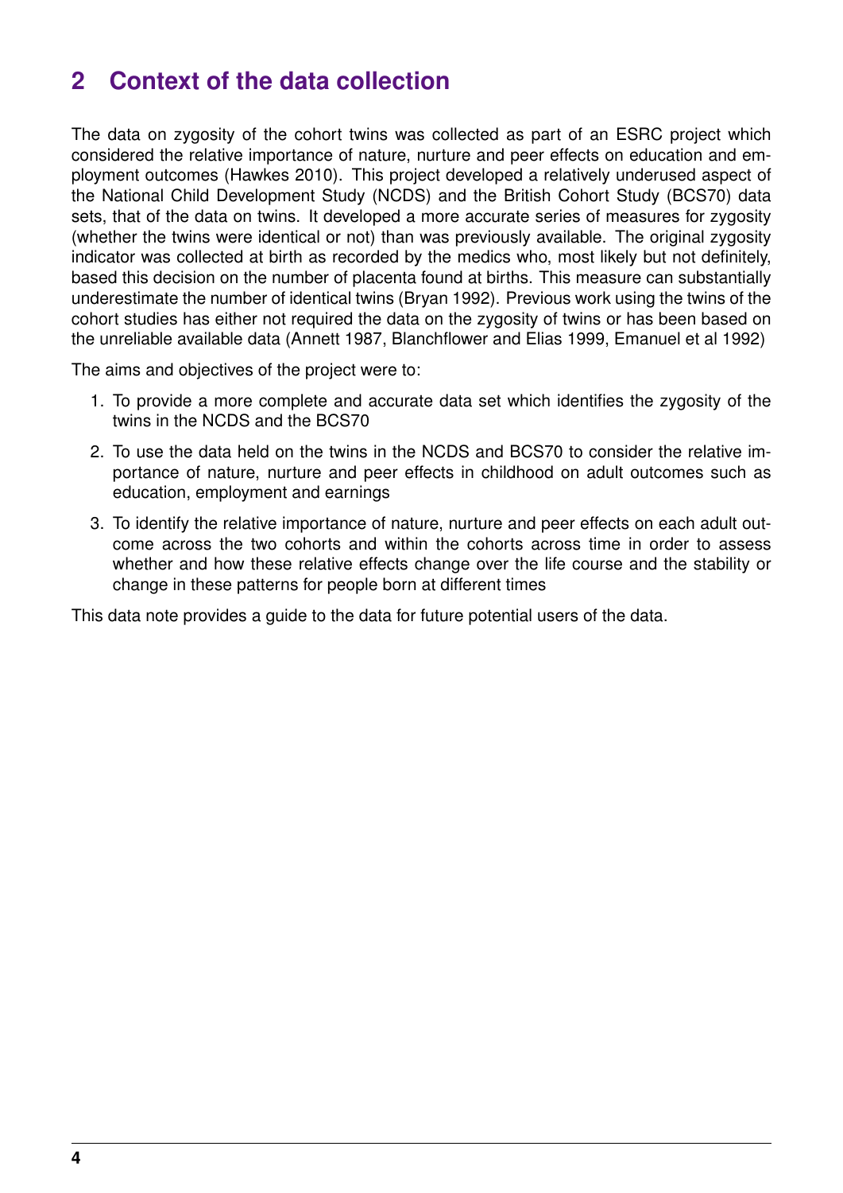## 2 Context of the data collection

The data on zygosity of the cohort twins was collected as part of an ESRC project which considered the relative importance of nature, nurture and peer effects on education and employment outcomes (Hawkes 2010). This project developed a relatively underused aspect of the National Child Development Study (NCDS) and the British Cohort Study (BCS70) data sets, that of the data on twins. It developed a more accurate series of measures for zygosity (whether the twins were identical or not) than was previously available. The original zygosity indicator was collected at birth as recorded by the medics who, most likely but not definitely, based this decision on the number of placenta found at births. This measure can substantially underestimate the number of identical twins (Bryan 1992). Previous work using the twins of the cohort studies has either not required the data on the zygosity of twins or has been based on the unreliable available data (Annett 1987, Blanchflower and Elias 1999, Emanuel et al 1992)

The aims and objectives of the project were to:

1. To provide a more complete and accurate data set which identifies the zygosity of the twins in the NCDS and the BCS70
2. To use the data held on the twins in the NCDS and BCS70 to consider the relative importance of nature, nurture and peer effects in childhood on adult outcomes such as education, employment and earnings
3. To identify the relative importance of nature, nurture and peer effects on each adult outcome across the two cohorts and within the cohorts across time in order to assess whether and how these relative effects change over the life course and the stability or change in these patterns for people born at different times

This data note provides a guide to the data for future potential users of the data.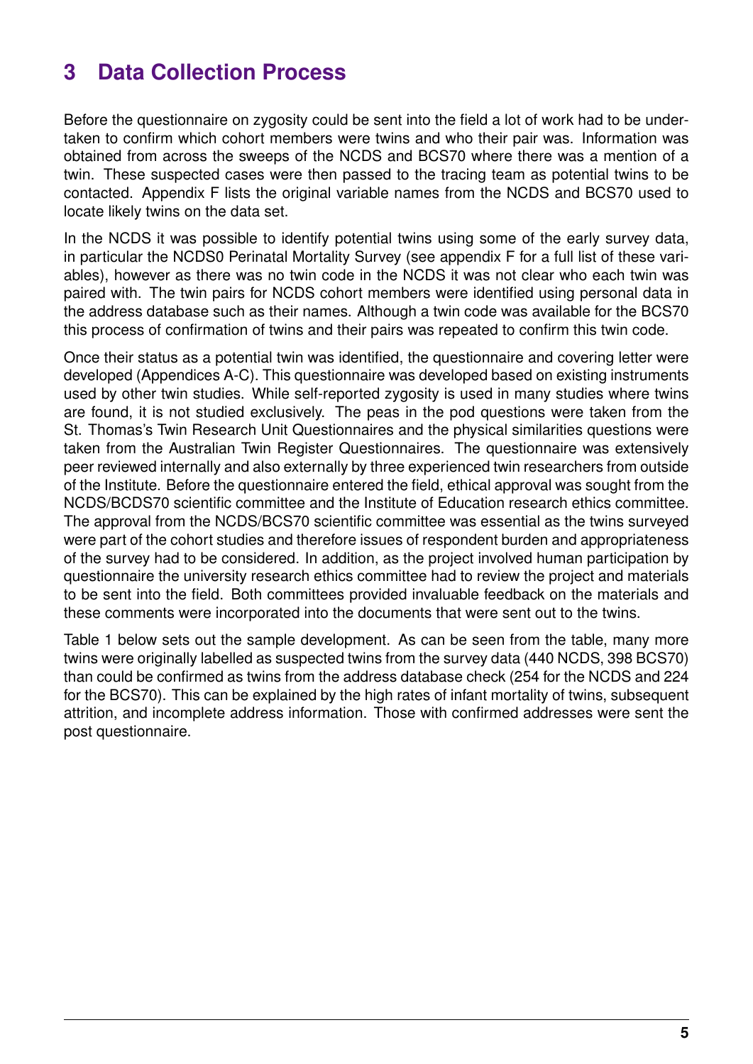# 3 Data Collection Process

Before the questionnaire on zygosity could be sent into the field a lot of work had to be undertaken to confirm which cohort members were twins and who their pair was. Information was obtained from across the sweeps of the NCDS and BCS70 where there was a mention of a twin. These suspected cases were then passed to the tracing team as potential twins to be contacted. Appendix F lists the original variable names from the NCDS and BCS70 used to locate likely twins on the data set.

In the NCDS it was possible to identify potential twins using some of the early survey data, in particular the NCDS0 Perinatal Mortality Survey (see appendix F for a full list of these variables), however as there was no twin code in the NCDS it was not clear who each twin was paired with. The twin pairs for NCDS cohort members were identified using personal data in the address database such as their names. Although a twin code was available for the BCS70 this process of confirmation of twins and their pairs was repeated to confirm this twin code.

Once their status as a potential twin was identified, the questionnaire and covering letter were developed (Appendices A-C). This questionnaire was developed based on existing instruments used by other twin studies. While self-reported zygosity is used in many studies where twins are found, it is not studied exclusively. The peas in the pod questions were taken from the St. Thomas's Twin Research Unit Questionnaires and the physical similarities questions were taken from the Australian Twin Register Questionnaires. The questionnaire was extensively peer reviewed internally and also externally by three experienced twin researchers from outside of the Institute. Before the questionnaire entered the field, ethical approval was sought from the NCDS/BCDS70 scientific committee and the Institute of Education research ethics committee. The approval from the NCDS/BCS70 scientific committee was essential as the twins surveyed were part of the cohort studies and therefore issues of respondent burden and appropriateness of the survey had to be considered. In addition, as the project involved human participation by questionnaire the university research ethics committee had to review the project and materials to be sent into the field. Both committees provided invaluable feedback on the materials and these comments were incorporated into the documents that were sent out to the twins.

Table 1 below sets out the sample development. As can be seen from the table, many more twins were originally labelled as suspected twins from the survey data (440 NCDS, 398 BCS70) than could be confirmed as twins from the address database check (254 for the NCDS and 224 for the BCS70). This can be explained by the high rates of infant mortality of twins, subsequent attrition, and incomplete address information. Those with confirmed addresses were sent the post questionnaire.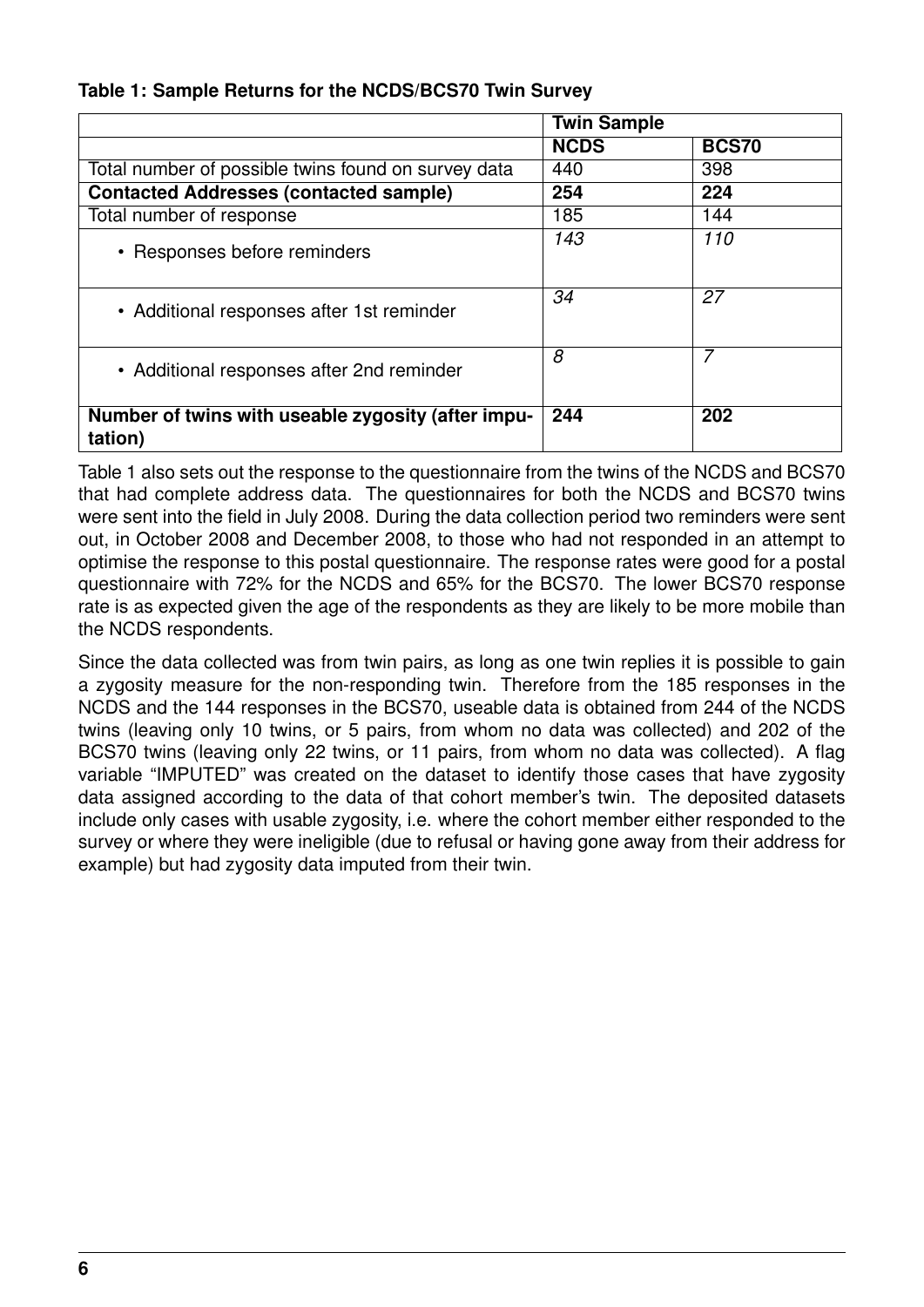**Table 1: Sample Returns for the NCDS/BCS70 Twin Survey**

| | Twin Sample | |
|---|---|---|
| | **NCDS** | **BCS70** |
| Total number of possible twins found on survey data | 440 | 398 |
| **Contacted Addresses (contacted sample)** | **254** | **224** |
| Total number of response | 185 | 144 |
| • Responses before reminders | *143* | *110* |
| • Additional responses after 1st reminder | *34* | *27* |
| • Additional responses after 2nd reminder | *8* | *7* |
| **Number of twins with useable zygosity (after imputation)** | **244** | **202** |

Table 1 also sets out the response to the questionnaire from the twins of the NCDS and BCS70 that had complete address data. The questionnaires for both the NCDS and BCS70 twins were sent into the field in July 2008. During the data collection period two reminders were sent out, in October 2008 and December 2008, to those who had not responded in an attempt to optimise the response to this postal questionnaire. The response rates were good for a postal questionnaire with 72% for the NCDS and 65% for the BCS70. The lower BCS70 response rate is as expected given the age of the respondents as they are likely to be more mobile than the NCDS respondents.

Since the data collected was from twin pairs, as long as one twin replies it is possible to gain a zygosity measure for the non-responding twin. Therefore from the 185 responses in the NCDS and the 144 responses in the BCS70, useable data is obtained from 244 of the NCDS twins (leaving only 10 twins, or 5 pairs, from whom no data was collected) and 202 of the BCS70 twins (leaving only 22 twins, or 11 pairs, from whom no data was collected). A flag variable "IMPUTED" was created on the dataset to identify those cases that have zygosity data assigned according to the data of that cohort member's twin. The deposited datasets include only cases with usable zygosity, i.e. where the cohort member either responded to the survey or where they were ineligible (due to refusal or having gone away from their address for example) but had zygosity data imputed from their twin.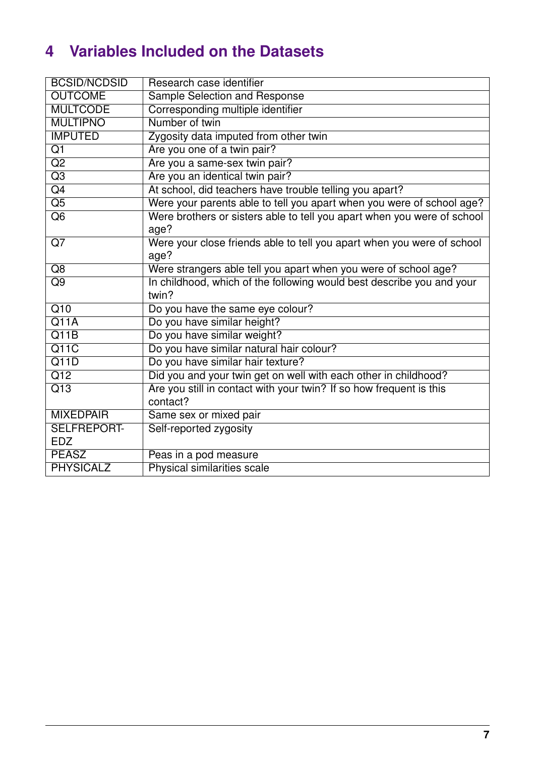# 4 Variables Included on the Datasets

| | |
|---|---|
| BCSID/NCDSID | Research case identifier |
| OUTCOME | Sample Selection and Response |
| MULTCODE | Corresponding multiple identifier |
| MULTIPNO | Number of twin |
| IMPUTED | Zygosity data imputed from other twin |
| Q1 | Are you one of a twin pair? |
| Q2 | Are you a same-sex twin pair? |
| Q3 | Are you an identical twin pair? |
| Q4 | At school, did teachers have trouble telling you apart? |
| Q5 | Were your parents able to tell you apart when you were of school age? |
| Q6 | Were brothers or sisters able to tell you apart when you were of school age? |
| Q7 | Were your close friends able to tell you apart when you were of school age? |
| Q8 | Were strangers able tell you apart when you were of school age? |
| Q9 | In childhood, which of the following would best describe you and your twin? |
| Q10 | Do you have the same eye colour? |
| Q11A | Do you have similar height? |
| Q11B | Do you have similar weight? |
| Q11C | Do you have similar natural hair colour? |
| Q11D | Do you have similar hair texture? |
| Q12 | Did you and your twin get on well with each other in childhood? |
| Q13 | Are you still in contact with your twin? If so how frequent is this contact? |
| MIXEDPAIR | Same sex or mixed pair |
| SELFREPORTEDZ | Self-reported zygosity |
| PEASZ | Peas in a pod measure |
| PHYSICALZ | Physical similarities scale |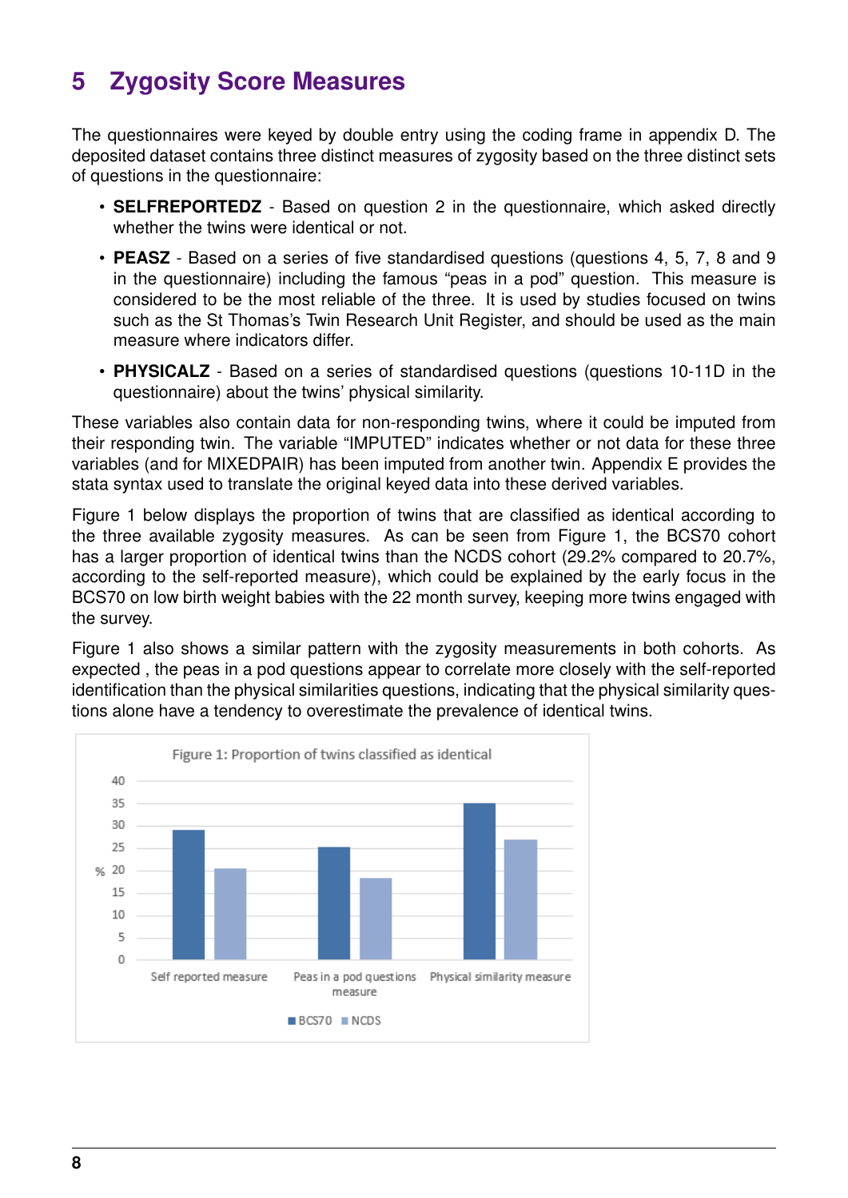# 5 Zygosity Score Measures

The questionnaires were keyed by double entry using the coding frame in appendix D. The deposited dataset contains three distinct measures of zygosity based on the three distinct sets of questions in the questionnaire:

- **SELFREPORTEDZ** - Based on question 2 in the questionnaire, which asked directly whether the twins were identical or not.
- **PEASZ** - Based on a series of five standardised questions (questions 4, 5, 7, 8 and 9 in the questionnaire) including the famous "peas in a pod" question. This measure is considered to be the most reliable of the three. It is used by studies focused on twins such as the St Thomas's Twin Research Unit Register, and should be used as the main measure where indicators differ.
- **PHYSICALZ** - Based on a series of standardised questions (questions 10-11D in the questionnaire) about the twins' physical similarity.

These variables also contain data for non-responding twins, where it could be imputed from their responding twin. The variable "IMPUTED" indicates whether or not data for these three variables (and for MIXEDPAIR) has been imputed from another twin. Appendix E provides the stata syntax used to translate the original keyed data into these derived variables.

Figure 1 below displays the proportion of twins that are classified as identical according to the three available zygosity measures. As can be seen from Figure 1, the BCS70 cohort has a larger proportion of identical twins than the NCDS cohort (29.2% compared to 20.7%, according to the self-reported measure), which could be explained by the early focus in the BCS70 on low birth weight babies with the 22 month survey, keeping more twins engaged with the survey.

Figure 1 also shows a similar pattern with the zygosity measurements in both cohorts. As expected , the peas in a pod questions appear to correlate more closely with the self-reported identification than the physical similarities questions, indicating that the physical similarity questions alone have a tendency to overestimate the prevalence of identical twins.

Figure 1: Proportion of twins classified as identical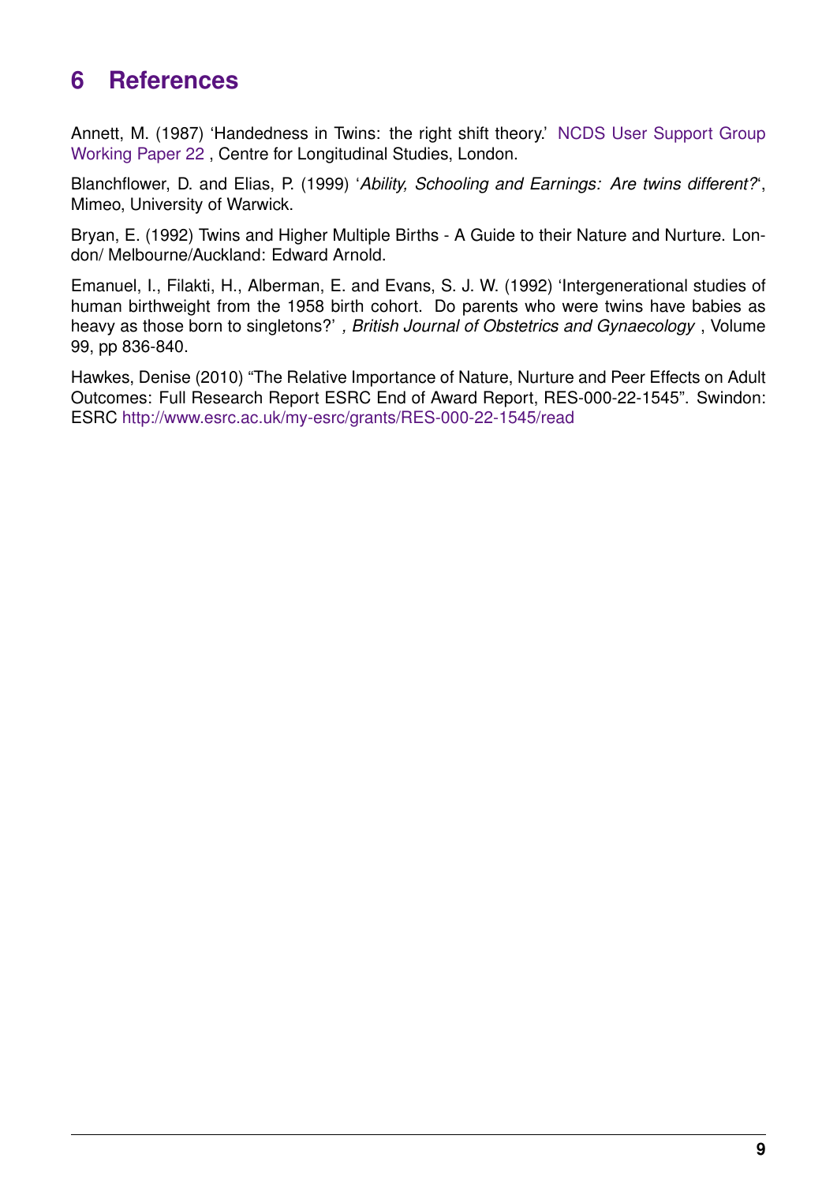# 6 References

Annett, M. (1987) 'Handedness in Twins: the right shift theory.' NCDS User Support Group Working Paper 22 , Centre for Longitudinal Studies, London.

Blanchflower, D. and Elias, P. (1999) '*Ability, Schooling and Earnings: Are twins different?*', Mimeo, University of Warwick.

Bryan, E. (1992) Twins and Higher Multiple Births - A Guide to their Nature and Nurture. London/ Melbourne/Auckland: Edward Arnold.

Emanuel, I., Filakti, H., Alberman, E. and Evans, S. J. W. (1992) 'Intergenerational studies of human birthweight from the 1958 birth cohort. Do parents who were twins have babies as heavy as those born to singletons?' *, British Journal of Obstetrics and Gynaecology* , Volume 99, pp 836-840.

Hawkes, Denise (2010) "The Relative Importance of Nature, Nurture and Peer Effects on Adult Outcomes: Full Research Report ESRC End of Award Report, RES-000-22-1545". Swindon: ESRC http://www.esrc.ac.uk/my-esrc/grants/RES-000-22-1545/read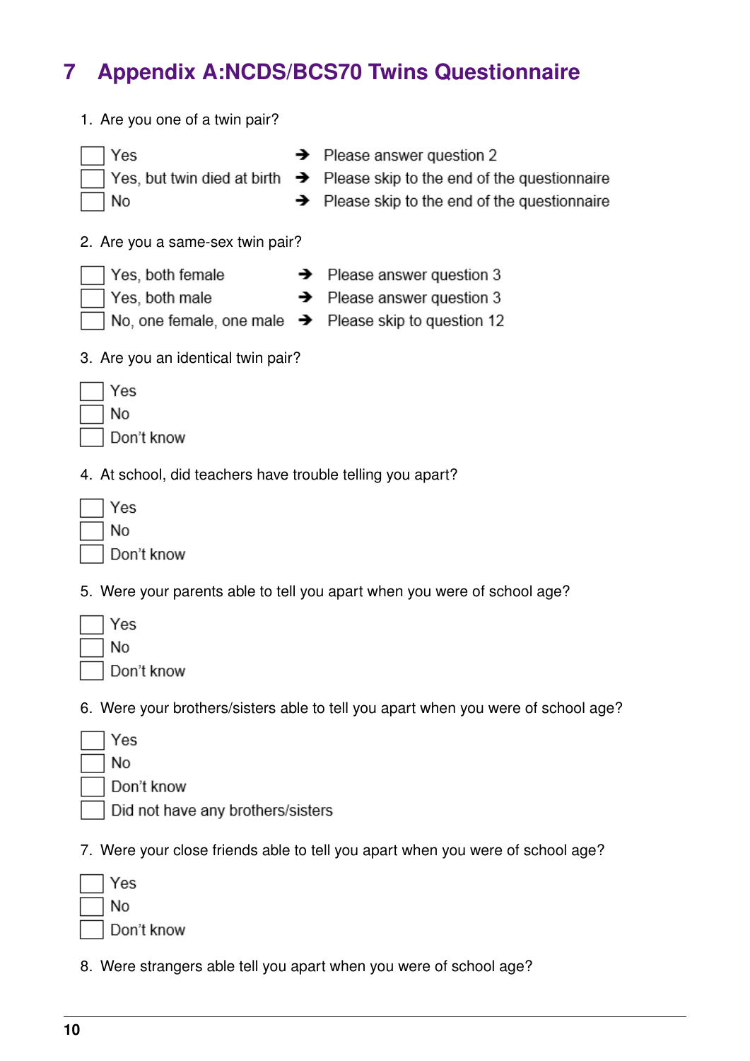# 7 Appendix A:NCDS/BCS70 Twins Questionnaire

1. Are you one of a twin pair?

- [ ] Yes ➔ Please answer question 2
- [ ] Yes, but twin died at birth ➔ Please skip to the end of the questionnaire
- [ ] No ➔ Please skip to the end of the questionnaire

2. Are you a same-sex twin pair?

- [ ] Yes, both female ➔ Please answer question 3
- [ ] Yes, both male ➔ Please answer question 3
- [ ] No, one female, one male ➔ Please skip to question 12

3. Are you an identical twin pair?

- [ ] Yes
- [ ] No
- [ ] Don't know

4. At school, did teachers have trouble telling you apart?

- [ ] Yes
- [ ] No
- [ ] Don't know

5. Were your parents able to tell you apart when you were of school age?

- [ ] Yes
- [ ] No
- [ ] Don't know

6. Were your brothers/sisters able to tell you apart when you were of school age?

- [ ] Yes
- [ ] No
- [ ] Don't know
- [ ] Did not have any brothers/sisters

7. Were your close friends able to tell you apart when you were of school age?

- [ ] Yes
- [ ] No
- [ ] Don't know

8. Were strangers able tell you apart when you were of school age?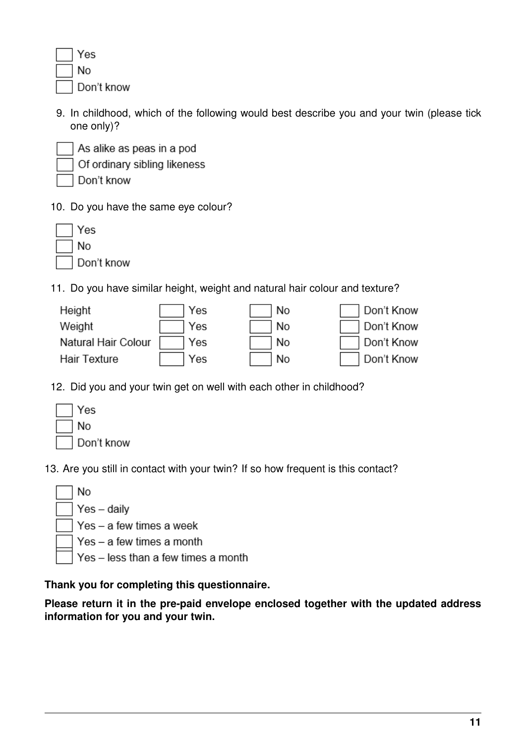- [ ] Yes
- [ ] No
- [ ] Don't know

9. In childhood, which of the following would best describe you and your twin (please tick one only)?

- [ ] As alike as peas in a pod
- [ ] Of ordinary sibling likeness
- [ ] Don't know

10. Do you have the same eye colour?

- [ ] Yes
- [ ] No
- [ ] Don't know

11. Do you have similar height, weight and natural hair colour and texture?

| | | | |
|---|---|---|---|
| Height | [ ] Yes | [ ] No | [ ] Don't Know |
| Weight | [ ] Yes | [ ] No | [ ] Don't Know |
| Natural Hair Colour | [ ] Yes | [ ] No | [ ] Don't Know |
| Hair Texture | [ ] Yes | [ ] No | [ ] Don't Know |

12. Did you and your twin get on well with each other in childhood?

- [ ] Yes
- [ ] No
- [ ] Don't know

13. Are you still in contact with your twin? If so how frequent is this contact?

- [ ] No
- [ ] Yes – daily
- [ ] Yes – a few times a week
- [ ] Yes – a few times a month
- [ ] Yes – less than a few times a month

**Thank you for completing this questionnaire.**

**Please return it in the pre-paid envelope enclosed together with the updated address information for you and your twin.**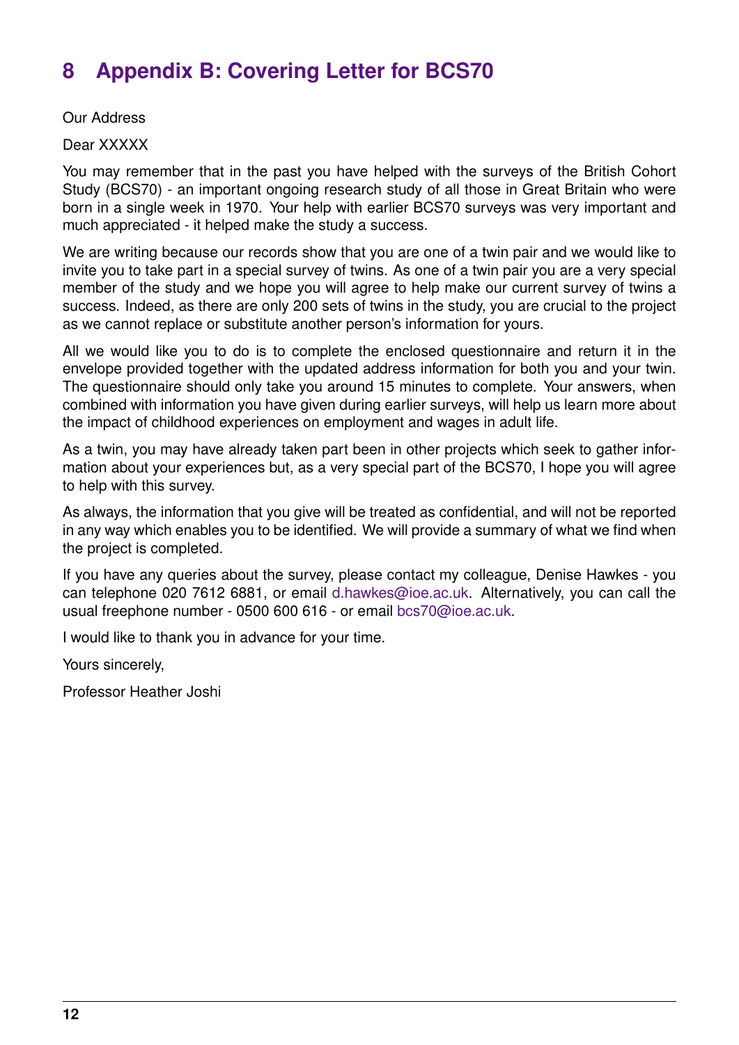# 8 Appendix B: Covering Letter for BCS70

Our Address

Dear XXXXX

You may remember that in the past you have helped with the surveys of the British Cohort Study (BCS70) - an important ongoing research study of all those in Great Britain who were born in a single week in 1970. Your help with earlier BCS70 surveys was very important and much appreciated - it helped make the study a success.

We are writing because our records show that you are one of a twin pair and we would like to invite you to take part in a special survey of twins. As one of a twin pair you are a very special member of the study and we hope you will agree to help make our current survey of twins a success. Indeed, as there are only 200 sets of twins in the study, you are crucial to the project as we cannot replace or substitute another person's information for yours.

All we would like you to do is to complete the enclosed questionnaire and return it in the envelope provided together with the updated address information for both you and your twin. The questionnaire should only take you around 15 minutes to complete. Your answers, when combined with information you have given during earlier surveys, will help us learn more about the impact of childhood experiences on employment and wages in adult life.

As a twin, you may have already taken part been in other projects which seek to gather information about your experiences but, as a very special part of the BCS70, I hope you will agree to help with this survey.

As always, the information that you give will be treated as confidential, and will not be reported in any way which enables you to be identified. We will provide a summary of what we find when the project is completed.

If you have any queries about the survey, please contact my colleague, Denise Hawkes - you can telephone 020 7612 6881, or email d.hawkes@ioe.ac.uk. Alternatively, you can call the usual freephone number - 0500 600 616 - or email bcs70@ioe.ac.uk.

I would like to thank you in advance for your time.

Yours sincerely,

Professor Heather Joshi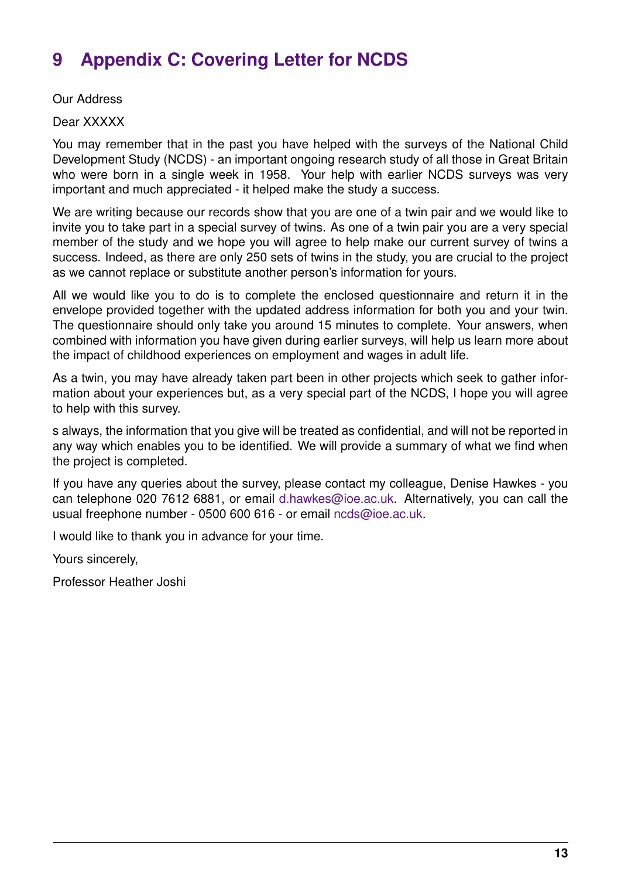# 9 Appendix C: Covering Letter for NCDS

Our Address

Dear XXXXX

You may remember that in the past you have helped with the surveys of the National Child Development Study (NCDS) - an important ongoing research study of all those in Great Britain who were born in a single week in 1958. Your help with earlier NCDS surveys was very important and much appreciated - it helped make the study a success.

We are writing because our records show that you are one of a twin pair and we would like to invite you to take part in a special survey of twins. As one of a twin pair you are a very special member of the study and we hope you will agree to help make our current survey of twins a success. Indeed, as there are only 250 sets of twins in the study, you are crucial to the project as we cannot replace or substitute another person's information for yours.

All we would like you to do is to complete the enclosed questionnaire and return it in the envelope provided together with the updated address information for both you and your twin. The questionnaire should only take you around 15 minutes to complete. Your answers, when combined with information you have given during earlier surveys, will help us learn more about the impact of childhood experiences on employment and wages in adult life.

As a twin, you may have already taken part been in other projects which seek to gather information about your experiences but, as a very special part of the NCDS, I hope you will agree to help with this survey.

s always, the information that you give will be treated as confidential, and will not be reported in any way which enables you to be identified. We will provide a summary of what we find when the project is completed.

If you have any queries about the survey, please contact my colleague, Denise Hawkes - you can telephone 020 7612 6881, or email d.hawkes@ioe.ac.uk. Alternatively, you can call the usual freephone number - 0500 600 616 - or email ncds@ioe.ac.uk.

I would like to thank you in advance for your time.

Yours sincerely,

Professor Heather Joshi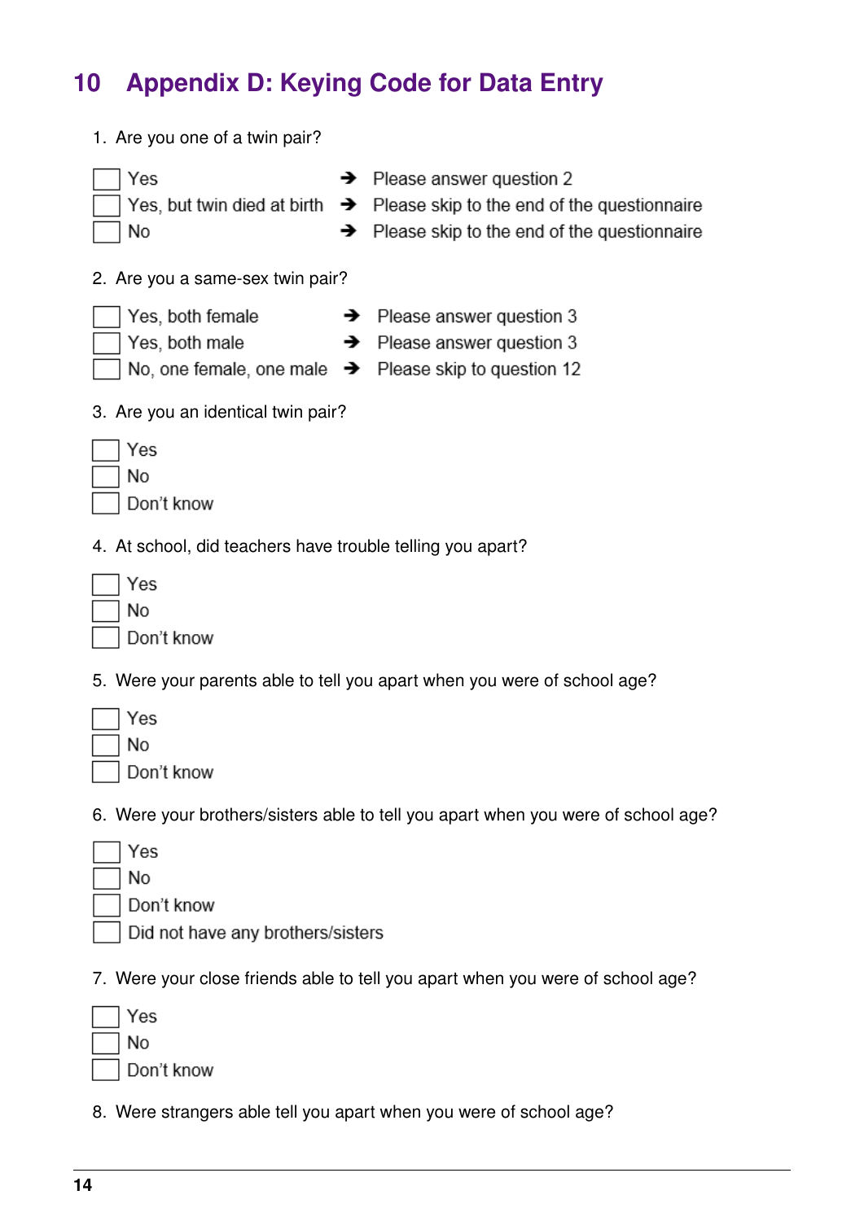# 10 Appendix D: Keying Code for Data Entry

1. Are you one of a twin pair?

- [ ] Yes ➔ Please answer question 2
- [ ] Yes, but twin died at birth ➔ Please skip to the end of the questionnaire
- [ ] No ➔ Please skip to the end of the questionnaire

2. Are you a same-sex twin pair?

- [ ] Yes, both female ➔ Please answer question 3
- [ ] Yes, both male ➔ Please answer question 3
- [ ] No, one female, one male ➔ Please skip to question 12

3. Are you an identical twin pair?

- [ ] Yes
- [ ] No
- [ ] Don't know

4. At school, did teachers have trouble telling you apart?

- [ ] Yes
- [ ] No
- [ ] Don't know

5. Were your parents able to tell you apart when you were of school age?

- [ ] Yes
- [ ] No
- [ ] Don't know

6. Were your brothers/sisters able to tell you apart when you were of school age?

- [ ] Yes
- [ ] No
- [ ] Don't know
- [ ] Did not have any brothers/sisters

7. Were your close friends able to tell you apart when you were of school age?

- [ ] Yes
- [ ] No
- [ ] Don't know

8. Were strangers able tell you apart when you were of school age?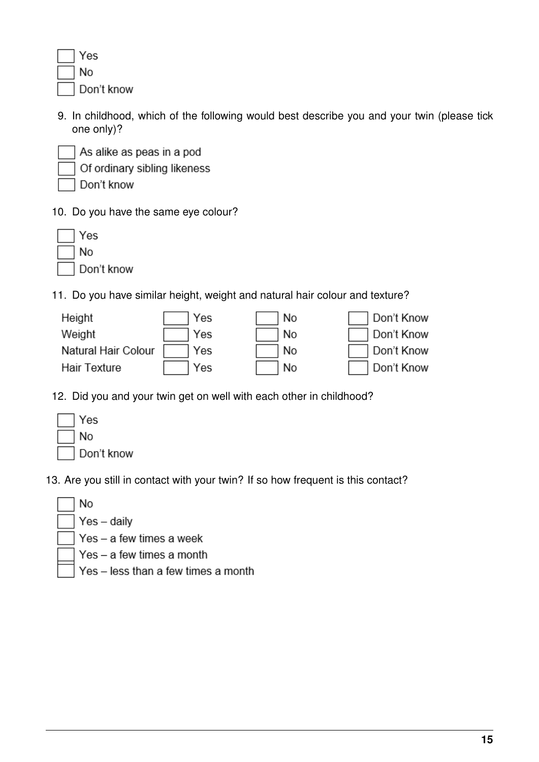- [ ] Yes
- [ ] No
- [ ] Don't know

9. In childhood, which of the following would best describe you and your twin (please tick one only)?

- [ ] As alike as peas in a pod
- [ ] Of ordinary sibling likeness
- [ ] Don't know

10. Do you have the same eye colour?

- [ ] Yes
- [ ] No
- [ ] Don't know

11. Do you have similar height, weight and natural hair colour and texture?

| | | | |
|---|---|---|---|
| Height | [ ] Yes | [ ] No | [ ] Don't Know |
| Weight | [ ] Yes | [ ] No | [ ] Don't Know |
| Natural Hair Colour | [ ] Yes | [ ] No | [ ] Don't Know |
| Hair Texture | [ ] Yes | [ ] No | [ ] Don't Know |

12. Did you and your twin get on well with each other in childhood?

- [ ] Yes
- [ ] No
- [ ] Don't know

13. Are you still in contact with your twin? If so how frequent is this contact?

- [ ] No
- [ ] Yes – daily
- [ ] Yes – a few times a week
- [ ] Yes – a few times a month
- [ ] Yes – less than a few times a month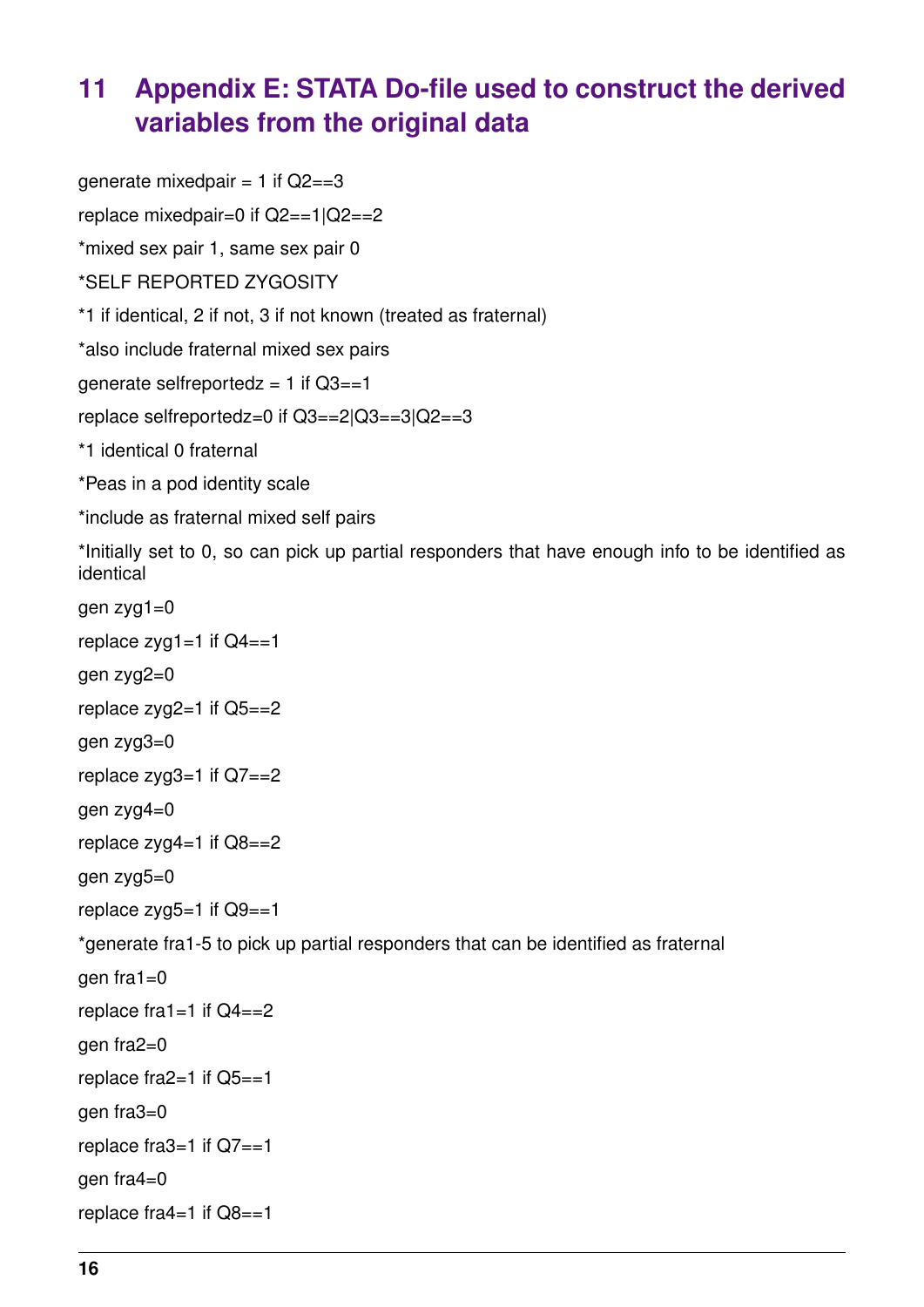# 11 Appendix E: STATA Do-file used to construct the derived variables from the original data

```
generate mixedpair = 1 if Q2==3
replace mixedpair=0 if Q2==1|Q2==2
*mixed sex pair 1, same sex pair 0
*SELF REPORTED ZYGOSITY
*1 if identical, 2 if not, 3 if not known (treated as fraternal)
*also include fraternal mixed sex pairs
generate selfreportedz = 1 if Q3==1
replace selfreportedz=0 if Q3==2|Q3==3|Q2==3
*1 identical 0 fraternal
*Peas in a pod identity scale
*include as fraternal mixed self pairs
*Initially set to 0, so can pick up partial responders that have enough info to be identified as identical
gen zyg1=0
replace zyg1=1 if Q4==1
gen zyg2=0
replace zyg2=1 if Q5==2
gen zyg3=0
replace zyg3=1 if Q7==2
gen zyg4=0
replace zyg4=1 if Q8==2
gen zyg5=0
replace zyg5=1 if Q9==1
*generate fra1-5 to pick up partial responders that can be identified as fraternal
gen fra1=0
replace fra1=1 if Q4==2
gen fra2=0
replace fra2=1 if Q5==1
gen fra3=0
replace fra3=1 if Q7==1
gen fra4=0
replace fra4=1 if Q8==1
```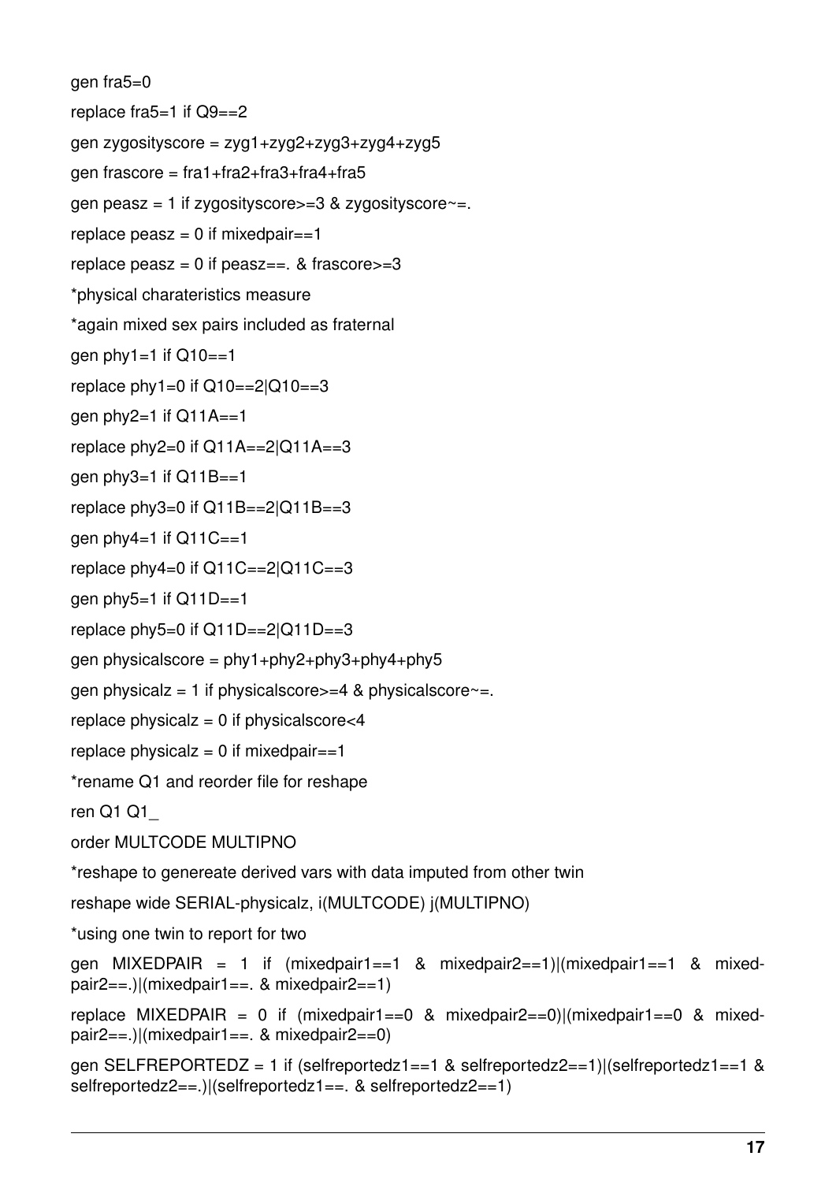```
gen fra5=0
replace fra5=1 if Q9==2
gen zygosityscore = zyg1+zyg2+zyg3+zyg4+zyg5
gen frascore = fra1+fra2+fra3+fra4+fra5
gen peasz = 1 if zygosityscore>=3 & zygosityscore~=.
replace peasz = 0 if mixedpair==1
replace peasz = 0 if peasz==. & frascore>=3
*physical charateristics measure
*again mixed sex pairs included as fraternal
gen phy1=1 if Q10==1
replace phy1=0 if Q10==2|Q10==3
gen phy2=1 if Q11A==1
replace phy2=0 if Q11A==2|Q11A==3
gen phy3=1 if Q11B==1
replace phy3=0 if Q11B==2|Q11B==3
gen phy4=1 if Q11C==1
replace phy4=0 if Q11C==2|Q11C==3
gen phy5=1 if Q11D==1
replace phy5=0 if Q11D==2|Q11D==3
gen physicalscore = phy1+phy2+phy3+phy4+phy5
gen physicalz = 1 if physicalscore>=4 & physicalscore~=.
replace physicalz = 0 if physicalscore<4
replace physicalz = 0 if mixedpair==1
*rename Q1 and reorder file for reshape
ren Q1 Q1_
order MULTCODE MULTIPNO
*reshape to genereate derived vars with data imputed from other twin
reshape wide SERIAL-physicalz, i(MULTCODE) j(MULTIPNO)
*using one twin to report for two
gen MIXEDPAIR = 1 if (mixedpair1==1 & mixedpair2==1)|(mixedpair1==1 & mixedpair2==.)|(mixedpair1==. & mixedpair2==1)
replace MIXEDPAIR = 0 if (mixedpair1==0 & mixedpair2==0)|(mixedpair1==0 & mixedpair2==.)|(mixedpair1==. & mixedpair2==0)
gen SELFREPORTEDZ = 1 if (selfreportedz1==1 & selfreportedz2==1)|(selfreportedz1==1 & selfreportedz2==.)|(selfreportedz1==. & selfreportedz2==1)
```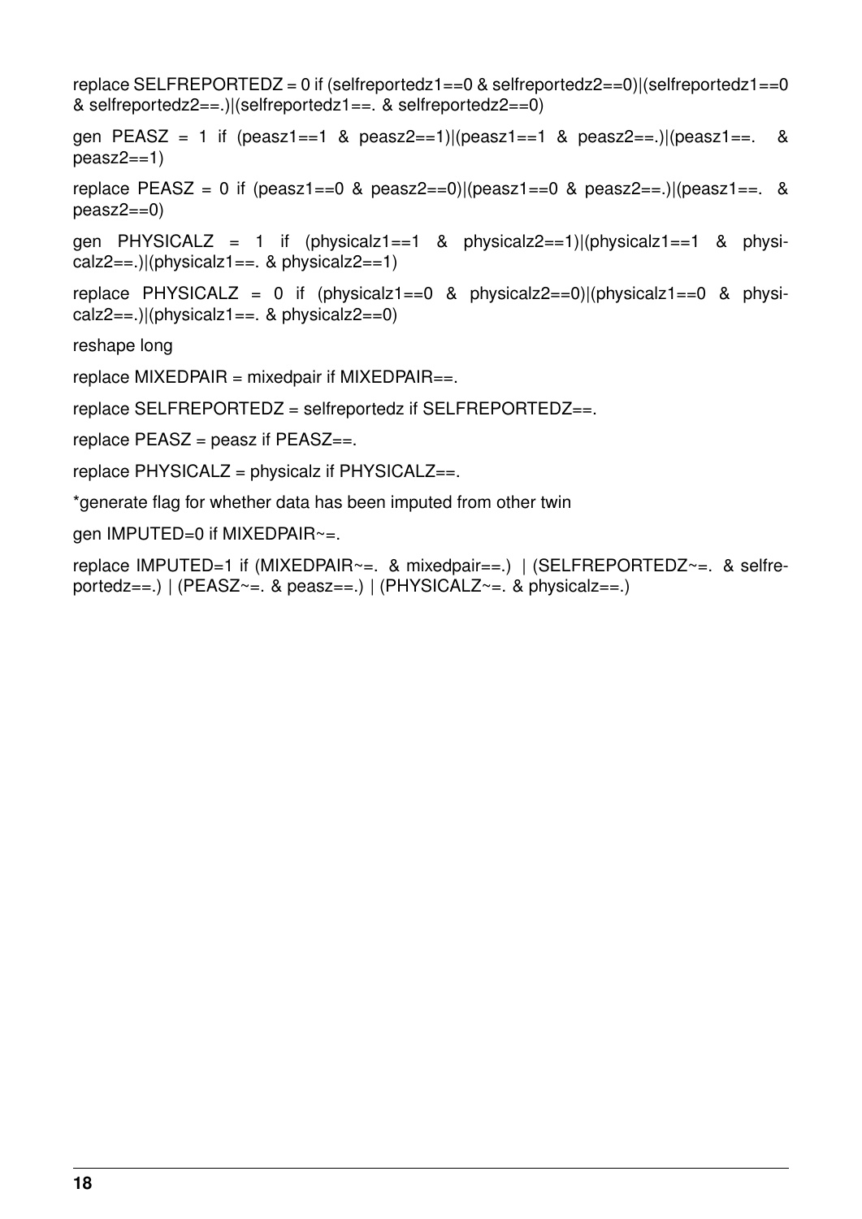```
replace SELFREPORTEDZ = 0 if (selfreportedz1==0 & selfreportedz2==0)|(selfreportedz1==0 & selfreportedz2==.)|(selfreportedz1==. & selfreportedz2==0)

gen PEASZ = 1 if (peasz1==1 & peasz2==1)|(peasz1==1 & peasz2==.)|(peasz1==. & peasz2==1)

replace PEASZ = 0 if (peasz1==0 & peasz2==0)|(peasz1==0 & peasz2==.)|(peasz1==. & peasz2==0)

gen PHYSICALZ = 1 if (physicalz1==1 & physicalz2==1)|(physicalz1==1 & physicalz2==.)|(physicalz1==. & physicalz2==1)

replace PHYSICALZ = 0 if (physicalz1==0 & physicalz2==0)|(physicalz1==0 & physicalz2==.)|(physicalz1==. & physicalz2==0)

reshape long

replace MIXEDPAIR = mixedpair if MIXEDPAIR==.

replace SELFREPORTEDZ = selfreportedz if SELFREPORTEDZ==.

replace PEASZ = peasz if PEASZ==.

replace PHYSICALZ = physicalz if PHYSICALZ==.

*generate flag for whether data has been imputed from other twin

gen IMPUTED=0 if MIXEDPAIR~=.

replace IMPUTED=1 if (MIXEDPAIR~=. & mixedpair==.) | (SELFREPORTEDZ~=. & selfreportedz==.) | (PEASZ~=. & peasz==.) | (PHYSICALZ~=. & physicalz==.)
```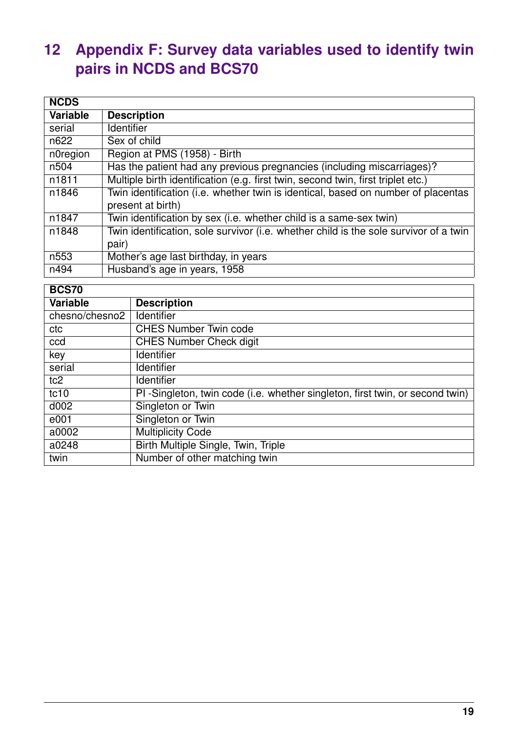# 12 Appendix F: Survey data variables used to identify twin pairs in NCDS and BCS70

| NCDS | |
|---|---|
| **Variable** | **Description** |
| serial | Identifier |
| n622 | Sex of child |
| n0region | Region at PMS (1958) - Birth |
| n504 | Has the patient had any previous pregnancies (including miscarriages)? |
| n1811 | Multiple birth identification (e.g. first twin, second twin, first triplet etc.) |
| n1846 | Twin identification (i.e. whether twin is identical, based on number of placentas present at birth) |
| n1847 | Twin identification by sex (i.e. whether child is a same-sex twin) |
| n1848 | Twin identification, sole survivor (i.e. whether child is the sole survivor of a twin pair) |
| n553 | Mother's age last birthday, in years |
| n494 | Husband's age in years, 1958 |

| BCS70 | |
|---|---|
| **Variable** | **Description** |
| chesno/chesno2 | Identifier |
| ctc | CHES Number Twin code |
| ccd | CHES Number Check digit |
| key | Identifier |
| serial | Identifier |
| tc2 | Identifier |
| tc10 | PI -Singleton, twin code (i.e. whether singleton, first twin, or second twin) |
| d002 | Singleton or Twin |
| e001 | Singleton or Twin |
| a0002 | Multiplicity Code |
| a0248 | Birth Multiple Single, Twin, Triple |
| twin | Number of other matching twin |